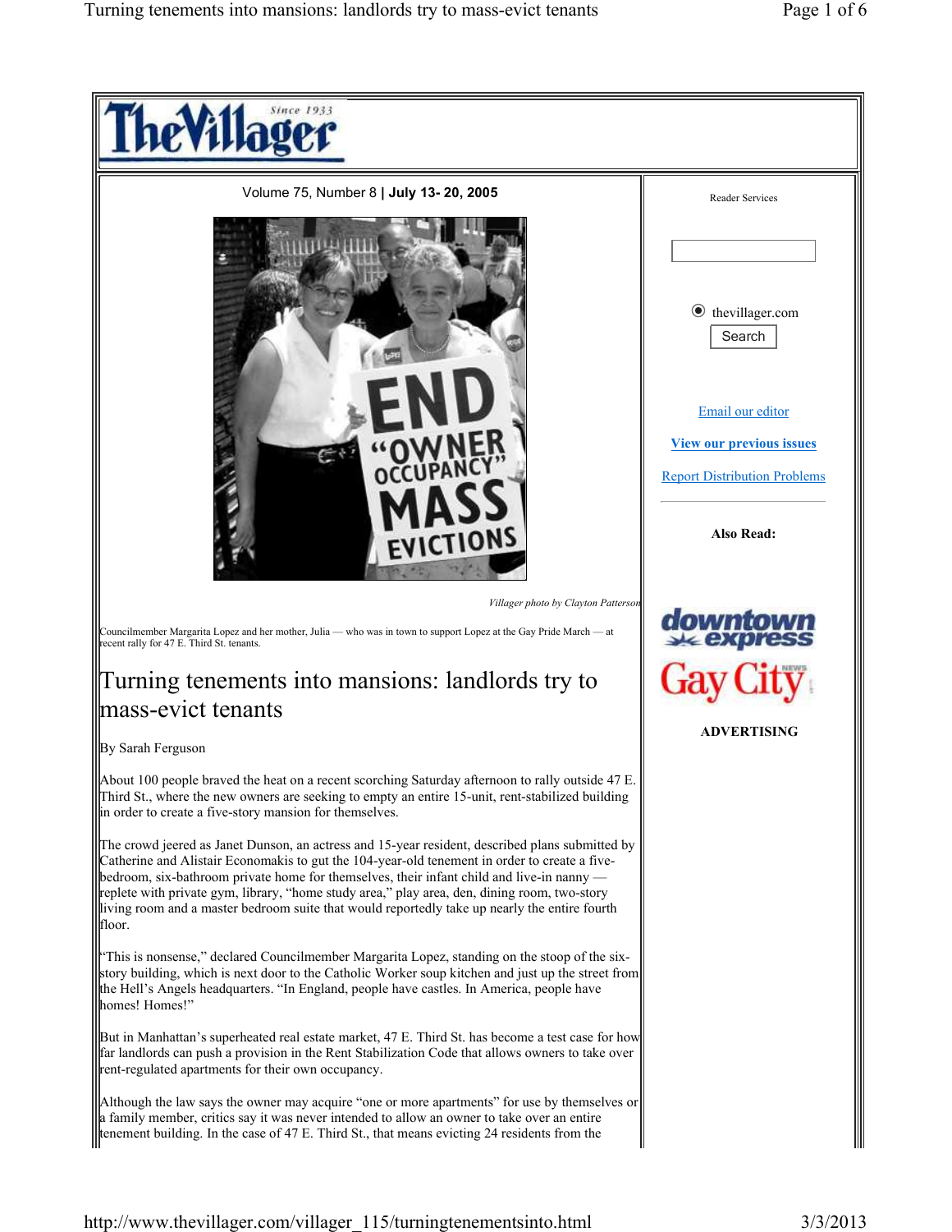# TheVillager

Since 1933

Volume 75, Number 8 **| July 13- 20, 2005**

*Villager photo by Clayton Patterson*

Councilmember Margarita Lopez and her mother, Julia — who was in town to support Lopez at the Gay Pride March — at recent rally for 47 E. Third St. tenants.

# Turning tenements into mansions: landlords try to mass-evict tenants

By Sarah Ferguson

About 100 people braved the heat on a recent scorching Saturday afternoon to rally outside 47 E. Third St., where the new owners are seeking to empty an entire 15-unit, rent-stabilized building in order to create a five-story mansion for themselves.

The crowd jeered as Janet Dunson, an actress and 15-year resident, described plans submitted by Catherine and Alistair Economakis to gut the 104-year-old tenement in order to create a five-bedroom, six-bathroom private home for themselves, their infant child and live-in nanny — replete with private gym, library, "home study area," play area, den, dining room, two-story living room and a master bedroom suite that would reportedly take up nearly the entire fourth floor.

"This is nonsense," declared Councilmember Margarita Lopez, standing on the stoop of the six-story building, which is next door to the Catholic Worker soup kitchen and just up the street from the Hell's Angels headquarters. "In England, people have castles. In America, people have homes! Homes!"

But in Manhattan's superheated real estate market, 47 E. Third St. has become a test case for how far landlords can push a provision in the Rent Stabilization Code that allows owners to take over rent-regulated apartments for their own occupancy.

Although the law says the owner may acquire "one or more apartments" for use by themselves or a family member, critics say it was never intended to allow an owner to take over an entire tenement building. In the case of 47 E. Third St., that means evicting 24 residents from the

Reader Services

thevillager.com

Search

Email our editor

View our previous issues

Report Distribution Problems

**Also Read:**

downtown express

Gay City News

**ADVERTISING**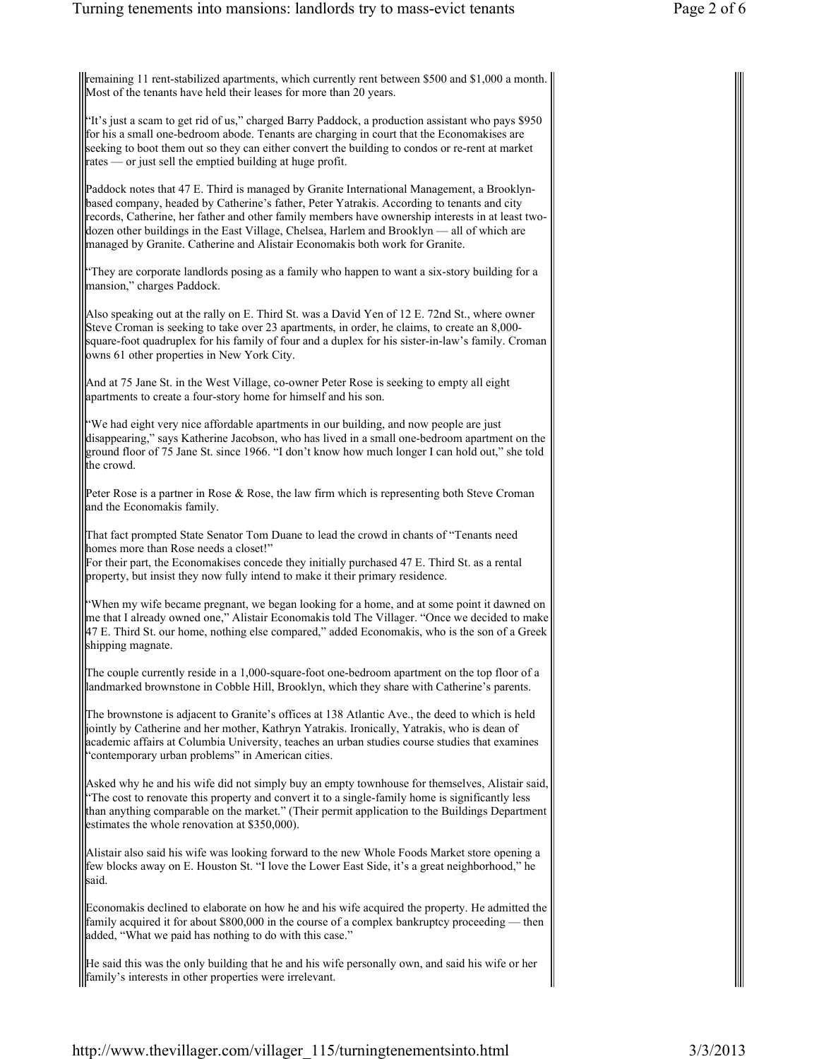remaining 11 rent-stabilized apartments, which currently rent between $500 and $1,000 a month. Most of the tenants have held their leases for more than 20 years.

"It's just a scam to get rid of us," charged Barry Paddock, a production assistant who pays $950 for his a small one-bedroom abode. Tenants are charging in court that the Economakises are seeking to boot them out so they can either convert the building to condos or re-rent at market rates — or just sell the emptied building at huge profit.

Paddock notes that 47 E. Third is managed by Granite International Management, a Brooklyn-based company, headed by Catherine's father, Peter Yatrakis. According to tenants and city records, Catherine, her father and other family members have ownership interests in at least two-dozen other buildings in the East Village, Chelsea, Harlem and Brooklyn — all of which are managed by Granite. Catherine and Alistair Economakis both work for Granite.

"They are corporate landlords posing as a family who happen to want a six-story building for a mansion," charges Paddock.

Also speaking out at the rally on E. Third St. was a David Yen of 12 E. 72nd St., where owner Steve Croman is seeking to take over 23 apartments, in order, he claims, to create an 8,000-square-foot quadruplex for his family of four and a duplex for his sister-in-law's family. Croman owns 61 other properties in New York City.

And at 75 Jane St. in the West Village, co-owner Peter Rose is seeking to empty all eight apartments to create a four-story home for himself and his son.

"We had eight very nice affordable apartments in our building, and now people are just disappearing," says Katherine Jacobson, who has lived in a small one-bedroom apartment on the ground floor of 75 Jane St. since 1966. "I don't know how much longer I can hold out," she told the crowd.

Peter Rose is a partner in Rose & Rose, the law firm which is representing both Steve Croman and the Economakis family.

That fact prompted State Senator Tom Duane to lead the crowd in chants of "Tenants need homes more than Rose needs a closet!"
For their part, the Economakises concede they initially purchased 47 E. Third St. as a rental property, but insist they now fully intend to make it their primary residence.

"When my wife became pregnant, we began looking for a home, and at some point it dawned on me that I already owned one," Alistair Economakis told The Villager. "Once we decided to make 47 E. Third St. our home, nothing else compared," added Economakis, who is the son of a Greek shipping magnate.

The couple currently reside in a 1,000-square-foot one-bedroom apartment on the top floor of a landmarked brownstone in Cobble Hill, Brooklyn, which they share with Catherine's parents.

The brownstone is adjacent to Granite's offices at 138 Atlantic Ave., the deed to which is held jointly by Catherine and her mother, Kathryn Yatrakis. Ironically, Yatrakis, who is dean of academic affairs at Columbia University, teaches an urban studies course studies that examines "contemporary urban problems" in American cities.

Asked why he and his wife did not simply buy an empty townhouse for themselves, Alistair said, "The cost to renovate this property and convert it to a single-family home is significantly less than anything comparable on the market." (Their permit application to the Buildings Department estimates the whole renovation at $350,000).

Alistair also said his wife was looking forward to the new Whole Foods Market store opening a few blocks away on E. Houston St. "I love the Lower East Side, it's a great neighborhood," he said.

Economakis declined to elaborate on how he and his wife acquired the property. He admitted the family acquired it for about $800,000 in the course of a complex bankruptcy proceeding — then added, "What we paid has nothing to do with this case."

He said this was the only building that he and his wife personally own, and said his wife or her family's interests in other properties were irrelevant.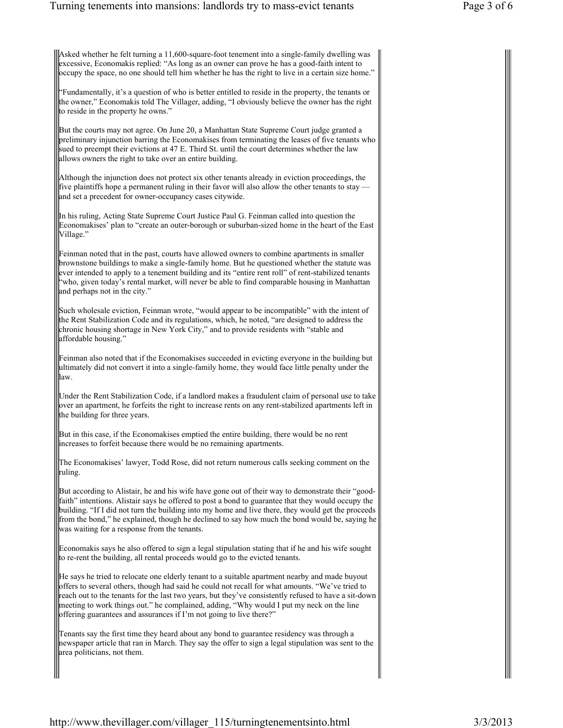Asked whether he felt turning a 11,600-square-foot tenement into a single-family dwelling was excessive, Economakis replied: "As long as an owner can prove he has a good-faith intent to occupy the space, no one should tell him whether he has the right to live in a certain size home."

"Fundamentally, it's a question of who is better entitled to reside in the property, the tenants or the owner," Economakis told The Villager, adding, "I obviously believe the owner has the right to reside in the property he owns."

But the courts may not agree. On June 20, a Manhattan State Supreme Court judge granted a preliminary injunction barring the Economakises from terminating the leases of five tenants who sued to preempt their evictions at 47 E. Third St. until the court determines whether the law allows owners the right to take over an entire building.

Although the injunction does not protect six other tenants already in eviction proceedings, the five plaintiffs hope a permanent ruling in their favor will also allow the other tenants to stay — and set a precedent for owner-occupancy cases citywide.

In his ruling, Acting State Supreme Court Justice Paul G. Feinman called into question the Economakises' plan to "create an outer-borough or suburban-sized home in the heart of the East Village."

Feinman noted that in the past, courts have allowed owners to combine apartments in smaller brownstone buildings to make a single-family home. But he questioned whether the statute was ever intended to apply to a tenement building and its "entire rent roll" of rent-stabilized tenants "who, given today's rental market, will never be able to find comparable housing in Manhattan and perhaps not in the city."

Such wholesale eviction, Feinman wrote, "would appear to be incompatible" with the intent of the Rent Stabilization Code and its regulations, which, he noted, "are designed to address the chronic housing shortage in New York City," and to provide residents with "stable and affordable housing."

Feinman also noted that if the Economakises succeeded in evicting everyone in the building but ultimately did not convert it into a single-family home, they would face little penalty under the law.

Under the Rent Stabilization Code, if a landlord makes a fraudulent claim of personal use to take over an apartment, he forfeits the right to increase rents on any rent-stabilized apartments left in the building for three years.

But in this case, if the Economakises emptied the entire building, there would be no rent increases to forfeit because there would be no remaining apartments.

The Economakises' lawyer, Todd Rose, did not return numerous calls seeking comment on the ruling.

But according to Alistair, he and his wife have gone out of their way to demonstrate their "good-faith" intentions. Alistair says he offered to post a bond to guarantee that they would occupy the building. "If I did not turn the building into my home and live there, they would get the proceeds from the bond," he explained, though he declined to say how much the bond would be, saying he was waiting for a response from the tenants.

Economakis says he also offered to sign a legal stipulation stating that if he and his wife sought to re-rent the building, all rental proceeds would go to the evicted tenants.

He says he tried to relocate one elderly tenant to a suitable apartment nearby and made buyout offers to several others, though had said he could not recall for what amounts. "We've tried to reach out to the tenants for the last two years, but they've consistently refused to have a sit-down meeting to work things out." he complained, adding, "Why would I put my neck on the line offering guarantees and assurances if I'm not going to live there?"

Tenants say the first time they heard about any bond to guarantee residency was through a newspaper article that ran in March. They say the offer to sign a legal stipulation was sent to the area politicians, not them.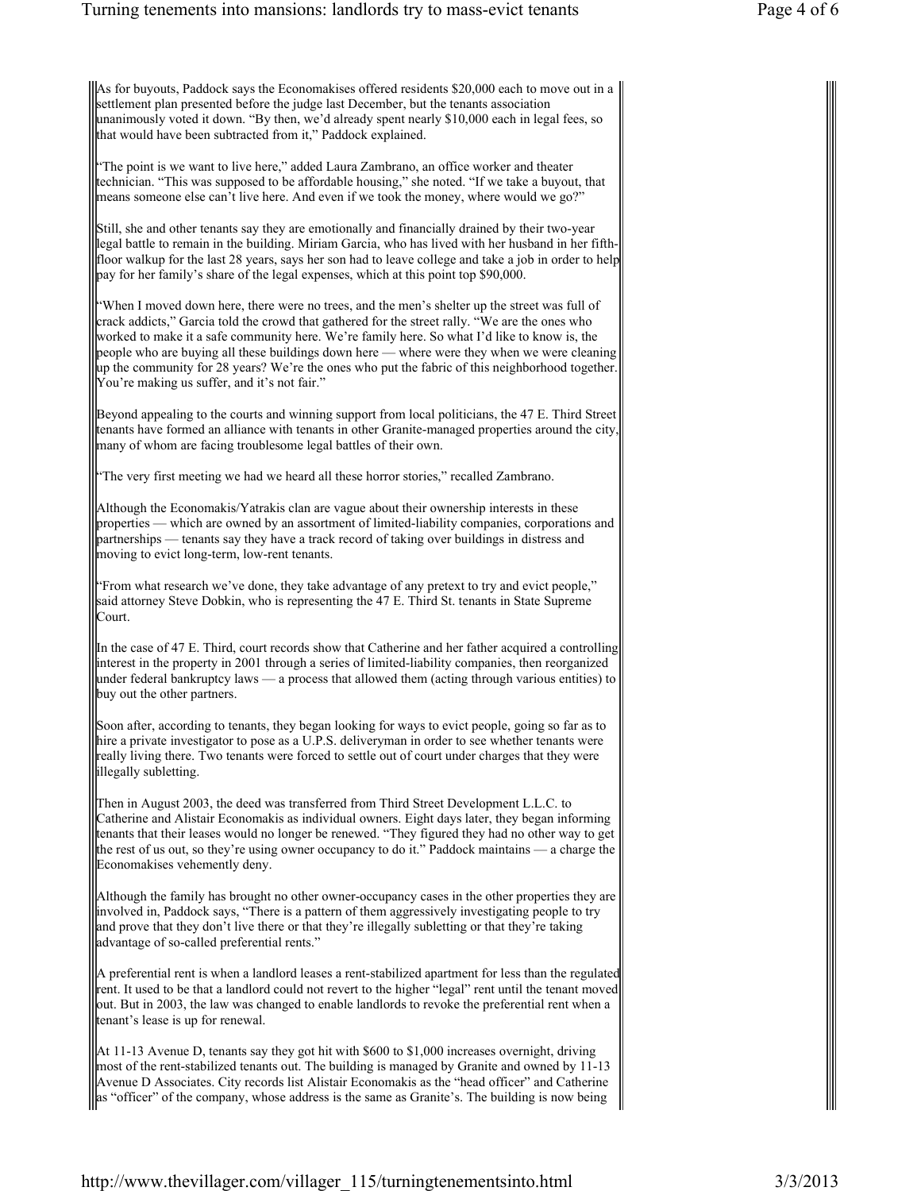As for buyouts, Paddock says the Economakises offered residents $20,000 each to move out in a settlement plan presented before the judge last December, but the tenants association unanimously voted it down. "By then, we'd already spent nearly $10,000 each in legal fees, so that would have been subtracted from it," Paddock explained.

"The point is we want to live here," added Laura Zambrano, an office worker and theater technician. "This was supposed to be affordable housing," she noted. "If we take a buyout, that means someone else can't live here. And even if we took the money, where would we go?"

Still, she and other tenants say they are emotionally and financially drained by their two-year legal battle to remain in the building. Miriam Garcia, who has lived with her husband in her fifth-floor walkup for the last 28 years, says her son had to leave college and take a job in order to help pay for her family's share of the legal expenses, which at this point top $90,000.

"When I moved down here, there were no trees, and the men's shelter up the street was full of crack addicts," Garcia told the crowd that gathered for the street rally. "We are the ones who worked to make it a safe community here. We're family here. So what I'd like to know is, the people who are buying all these buildings down here — where were they when we were cleaning up the community for 28 years? We're the ones who put the fabric of this neighborhood together. You're making us suffer, and it's not fair."

Beyond appealing to the courts and winning support from local politicians, the 47 E. Third Street tenants have formed an alliance with tenants in other Granite-managed properties around the city, many of whom are facing troublesome legal battles of their own.

"The very first meeting we had we heard all these horror stories," recalled Zambrano.

Although the Economakis/Yatrakis clan are vague about their ownership interests in these properties — which are owned by an assortment of limited-liability companies, corporations and partnerships — tenants say they have a track record of taking over buildings in distress and moving to evict long-term, low-rent tenants.

"From what research we've done, they take advantage of any pretext to try and evict people," said attorney Steve Dobkin, who is representing the 47 E. Third St. tenants in State Supreme Court.

In the case of 47 E. Third, court records show that Catherine and her father acquired a controlling interest in the property in 2001 through a series of limited-liability companies, then reorganized under federal bankruptcy laws — a process that allowed them (acting through various entities) to buy out the other partners.

Soon after, according to tenants, they began looking for ways to evict people, going so far as to hire a private investigator to pose as a U.P.S. deliveryman in order to see whether tenants were really living there. Two tenants were forced to settle out of court under charges that they were illegally subletting.

Then in August 2003, the deed was transferred from Third Street Development L.L.C. to Catherine and Alistair Economakis as individual owners. Eight days later, they began informing tenants that their leases would no longer be renewed. "They figured they had no other way to get the rest of us out, so they're using owner occupancy to do it." Paddock maintains — a charge the Economakises vehemently deny.

Although the family has brought no other owner-occupancy cases in the other properties they are involved in, Paddock says, "There is a pattern of them aggressively investigating people to try and prove that they don't live there or that they're illegally subletting or that they're taking advantage of so-called preferential rents."

A preferential rent is when a landlord leases a rent-stabilized apartment for less than the regulated rent. It used to be that a landlord could not revert to the higher "legal" rent until the tenant moved out. But in 2003, the law was changed to enable landlords to revoke the preferential rent when a tenant's lease is up for renewal.

At 11-13 Avenue D, tenants say they got hit with $600 to $1,000 increases overnight, driving most of the rent-stabilized tenants out. The building is managed by Granite and owned by 11-13 Avenue D Associates. City records list Alistair Economakis as the "head officer" and Catherine as "officer" of the company, whose address is the same as Granite's. The building is now being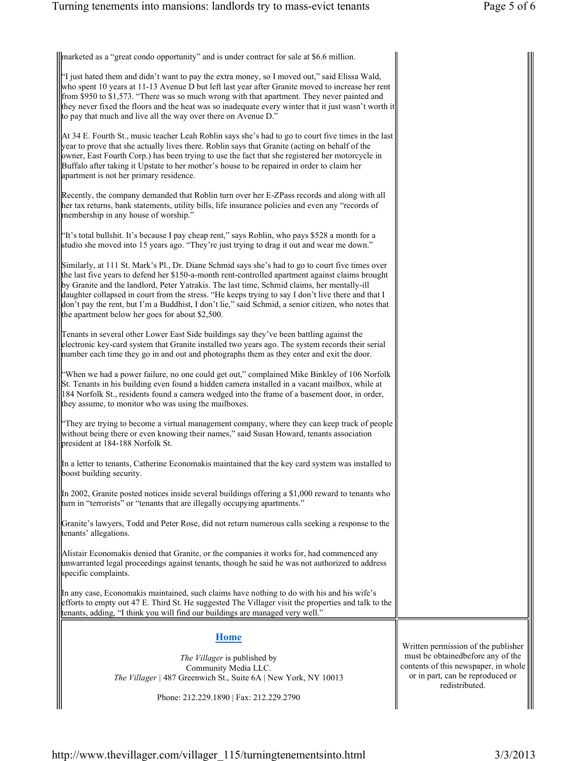marketed as a "great condo opportunity" and is under contract for sale at $6.6 million.

"I just hated them and didn't want to pay the extra money, so I moved out," said Elissa Wald, who spent 10 years at 11-13 Avenue D but left last year after Granite moved to increase her rent from $950 to $1,573. "There was so much wrong with that apartment. They never painted and they never fixed the floors and the heat was so inadequate every winter that it just wasn't worth it to pay that much and live all the way over there on Avenue D."

At 34 E. Fourth St., music teacher Leah Roblin says she's had to go to court five times in the last year to prove that she actually lives there. Roblin says that Granite (acting on behalf of the owner, East Fourth Corp.) has been trying to use the fact that she registered her motorcycle in Buffalo after taking it Upstate to her mother's house to be repaired in order to claim her apartment is not her primary residence.

Recently, the company demanded that Roblin turn over her E-ZPass records and along with all her tax returns, bank statements, utility bills, life insurance policies and even any "records of membership in any house of worship."

"It's total bullshit. It's because I pay cheap rent," says Roblin, who pays $528 a month for a studio she moved into 15 years ago. "They're just trying to drag it out and wear me down."

Similarly, at 111 St. Mark's Pl., Dr. Diane Schmid says she's had to go to court five times over the last five years to defend her $150-a-month rent-controlled apartment against claims brought by Granite and the landlord, Peter Yatrakis. The last time, Schmid claims, her mentally-ill daughter collapsed in court from the stress. "He keeps trying to say I don't live there and that I don't pay the rent, but I'm a Buddhist, I don't lie," said Schmid, a senior citizen, who notes that the apartment below her goes for about $2,500.

Tenants in several other Lower East Side buildings say they've been battling against the electronic key-card system that Granite installed two years ago. The system records their serial number each time they go in and out and photographs them as they enter and exit the door.

"When we had a power failure, no one could get out," complained Mike Binkley of 106 Norfolk St. Tenants in his building even found a hidden camera installed in a vacant mailbox, while at 184 Norfolk St., residents found a camera wedged into the frame of a basement door, in order, they assume, to monitor who was using the mailboxes.

"They are trying to become a virtual management company, where they can keep track of people without being there or even knowing their names," said Susan Howard, tenants association president at 184-188 Norfolk St.

In a letter to tenants, Catherine Economakis maintained that the key card system was installed to boost building security.

In 2002, Granite posted notices inside several buildings offering a $1,000 reward to tenants who turn in "terrorists" or "tenants that are illegally occupying apartments."

Granite's lawyers, Todd and Peter Rose, did not return numerous calls seeking a response to the tenants' allegations.

Alistair Economakis denied that Granite, or the companies it works for, had commenced any unwarranted legal proceedings against tenants, though he said he was not authorized to address specific complaints.

In any case, Economakis maintained, such claims have nothing to do with his and his wife's efforts to empty out 47 E. Third St. He suggested The Villager visit the properties and talk to the tenants, adding, "I think you will find our buildings are managed very well."

**Home**

*The Villager* is published by
Community Media LLC.
*The Villager* | 487 Greenwich St., Suite 6A | New York, NY 10013

Phone: 212.229.1890 | Fax: 212.229.2790

Written permission of the publisher must be obtainedbefore any of the contents of this newspaper, in whole or in part, can be reproduced or redistributed.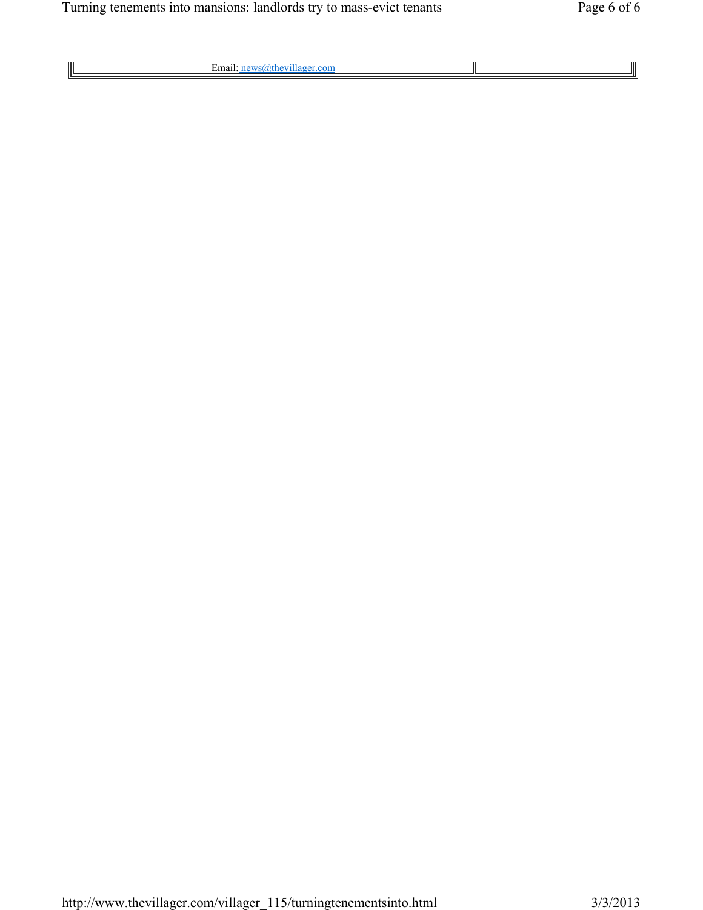Email: news@thevillager.com